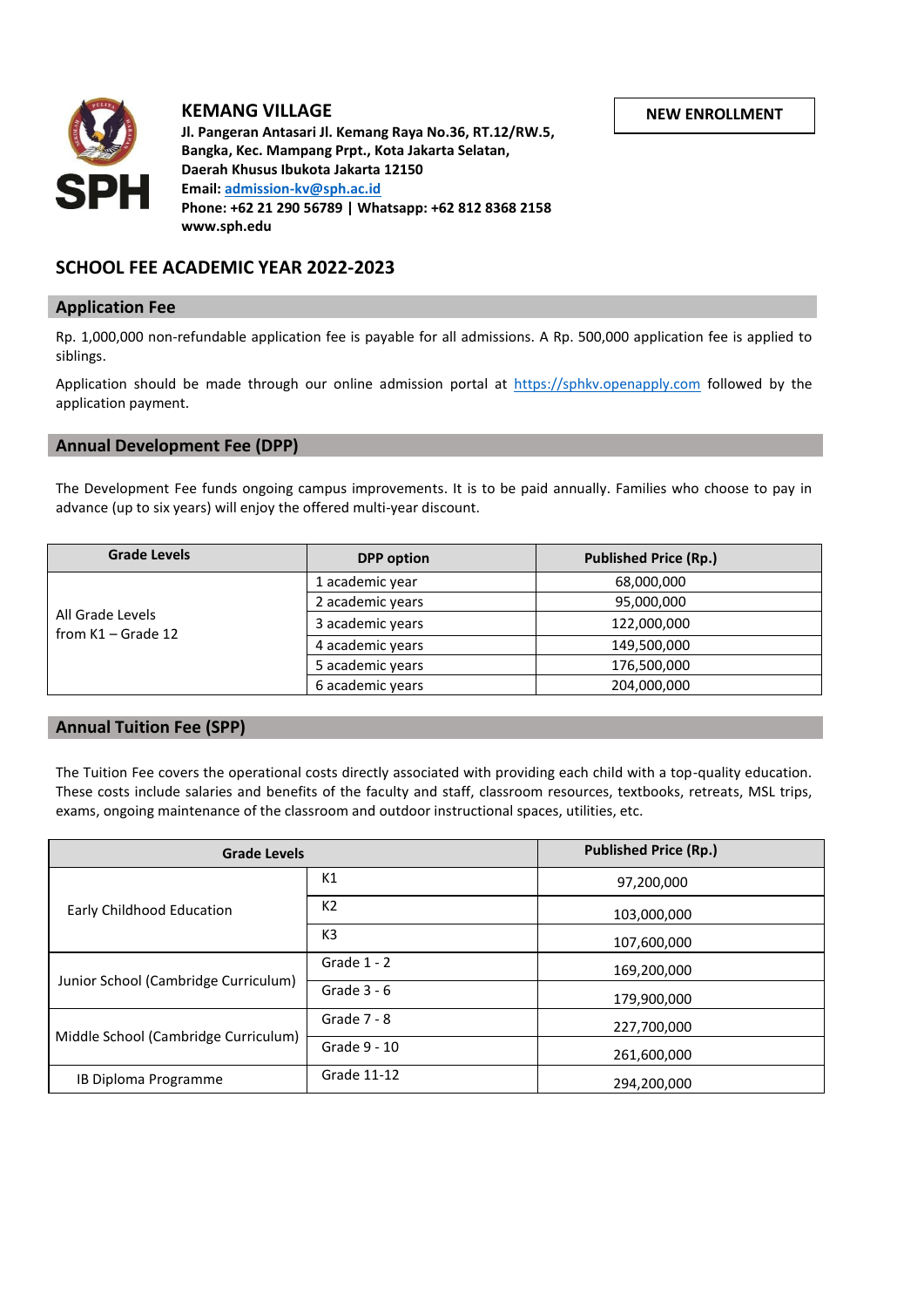**KEMANG VILLAGE**

**Jl. Pangeran Antasari Jl. Kemang Raya No.36, RT.12/RW.5, Bangka, Kec. Mampang Prpt., Kota Jakarta Selatan, Daerah Khusus Ibukota Jakarta 12150**

**Email: admission-kv@sph.ac.id**

**Phone: +62 21 290 56789 | Whatsapp: +62 812 8368 2158**

**www.sph.edu**

**NEW ENROLLMENT**

## SCHOOL FEE ACADEMIC YEAR 2022-2023

### Application Fee

Rp. 1,000,000 non-refundable application fee is payable for all admissions. A Rp. 500,000 application fee is applied to siblings.

Application should be made through our online admission portal at https://sphkv.openapply.com followed by the application payment.

### Annual Development Fee (DPP)

The Development Fee funds ongoing campus improvements. It is to be paid annually. Families who choose to pay in advance (up to six years) will enjoy the offered multi-year discount.

| Grade Levels | DPP option | Published Price (Rp.) |
|---|---|---|
| All Grade Levels from K1 – Grade 12 | 1 academic year | 68,000,000 |
| | 2 academic years | 95,000,000 |
| | 3 academic years | 122,000,000 |
| | 4 academic years | 149,500,000 |
| | 5 academic years | 176,500,000 |
| | 6 academic years | 204,000,000 |

### Annual Tuition Fee (SPP)

The Tuition Fee covers the operational costs directly associated with providing each child with a top-quality education. These costs include salaries and benefits of the faculty and staff, classroom resources, textbooks, retreats, MSL trips, exams, ongoing maintenance of the classroom and outdoor instructional spaces, utilities, etc.

| Grade Levels | | Published Price (Rp.) |
|---|---|---|
| Early Childhood Education | K1 | 97,200,000 |
| | K2 | 103,000,000 |
| | K3 | 107,600,000 |
| Junior School (Cambridge Curriculum) | Grade 1 - 2 | 169,200,000 |
| | Grade 3 - 6 | 179,900,000 |
| Middle School (Cambridge Curriculum) | Grade 7 - 8 | 227,700,000 |
| | Grade 9 - 10 | 261,600,000 |
| IB Diploma Programme | Grade 11-12 | 294,200,000 |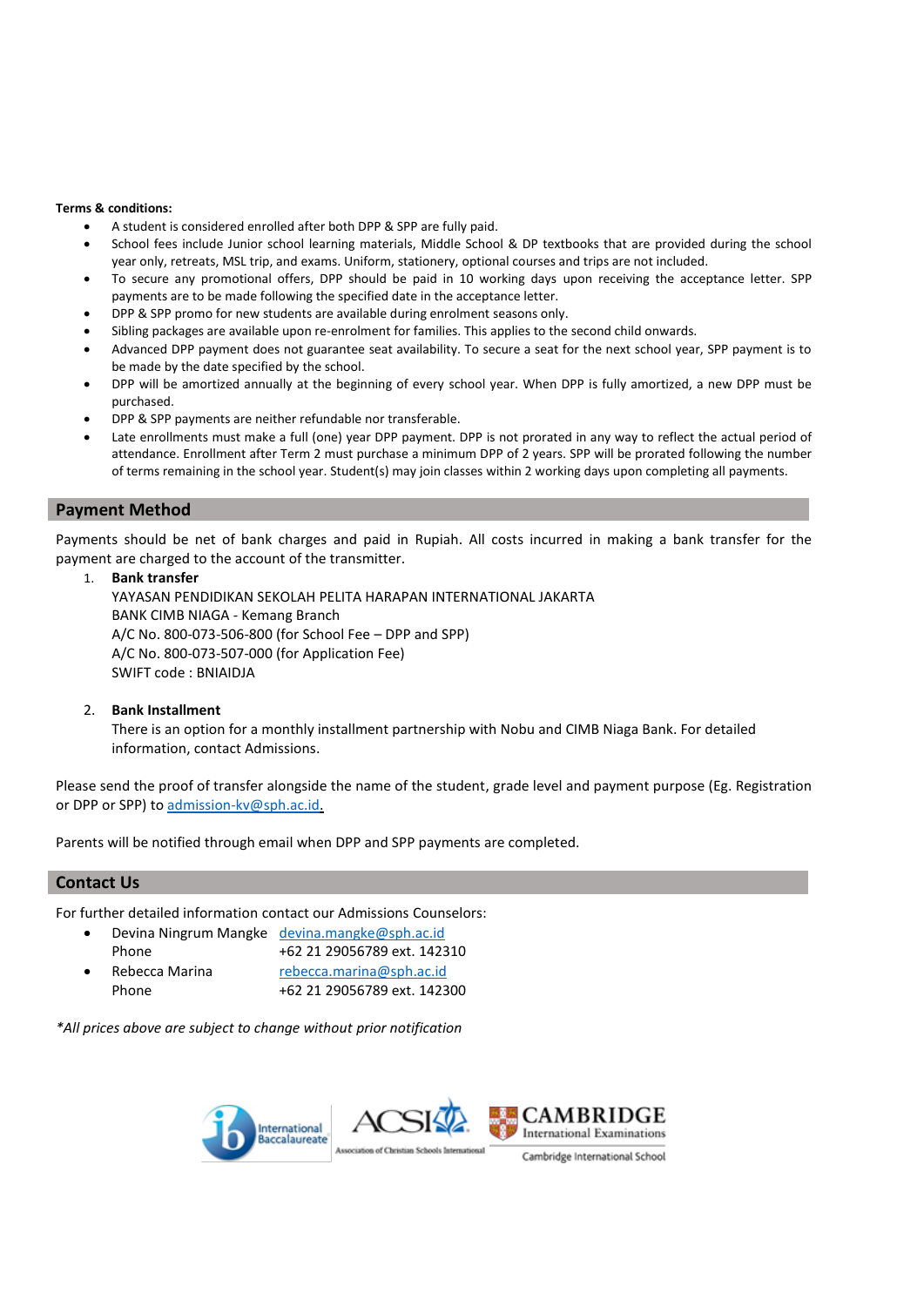**Terms & conditions:**

- A student is considered enrolled after both DPP & SPP are fully paid.
- School fees include Junior school learning materials, Middle School & DP textbooks that are provided during the school year only, retreats, MSL trip, and exams. Uniform, stationery, optional courses and trips are not included.
- To secure any promotional offers, DPP should be paid in 10 working days upon receiving the acceptance letter. SPP payments are to be made following the specified date in the acceptance letter.
- DPP & SPP promo for new students are available during enrolment seasons only.
- Sibling packages are available upon re-enrolment for families. This applies to the second child onwards.
- Advanced DPP payment does not guarantee seat availability. To secure a seat for the next school year, SPP payment is to be made by the date specified by the school.
- DPP will be amortized annually at the beginning of every school year. When DPP is fully amortized, a new DPP must be purchased.
- DPP & SPP payments are neither refundable nor transferable.
- Late enrollments must make a full (one) year DPP payment. DPP is not prorated in any way to reflect the actual period of attendance. Enrollment after Term 2 must purchase a minimum DPP of 2 years. SPP will be prorated following the number of terms remaining in the school year. Student(s) may join classes within 2 working days upon completing all payments.

## Payment Method

Payments should be net of bank charges and paid in Rupiah. All costs incurred in making a bank transfer for the payment are charged to the account of the transmitter.

1. **Bank transfer**
   YAYASAN PENDIDIKAN SEKOLAH PELITA HARAPAN INTERNATIONAL JAKARTA
   BANK CIMB NIAGA - Kemang Branch
   A/C No. 800-073-506-800 (for School Fee – DPP and SPP)
   A/C No. 800-073-507-000 (for Application Fee)
   SWIFT code : BNIAIDJA

2. **Bank Installment**
   There is an option for a monthly installment partnership with Nobu and CIMB Niaga Bank. For detailed information, contact Admissions.

Please send the proof of transfer alongside the name of the student, grade level and payment purpose (Eg. Registration or DPP or SPP) to admission-kv@sph.ac.id.

Parents will be notified through email when DPP and SPP payments are completed.

## Contact Us

For further detailed information contact our Admissions Counselors:

- Devina Ningrum Mangke devina.mangke@sph.ac.id
  Phone +62 21 29056789 ext. 142310
- Rebecca Marina rebecca.marina@sph.ac.id
  Phone +62 21 29056789 ext. 142300

*\*All prices above are subject to change without prior notification*

International Baccalaureate ACSI Association of Christian Schools International CAMBRIDGE International Examinations Cambridge International School